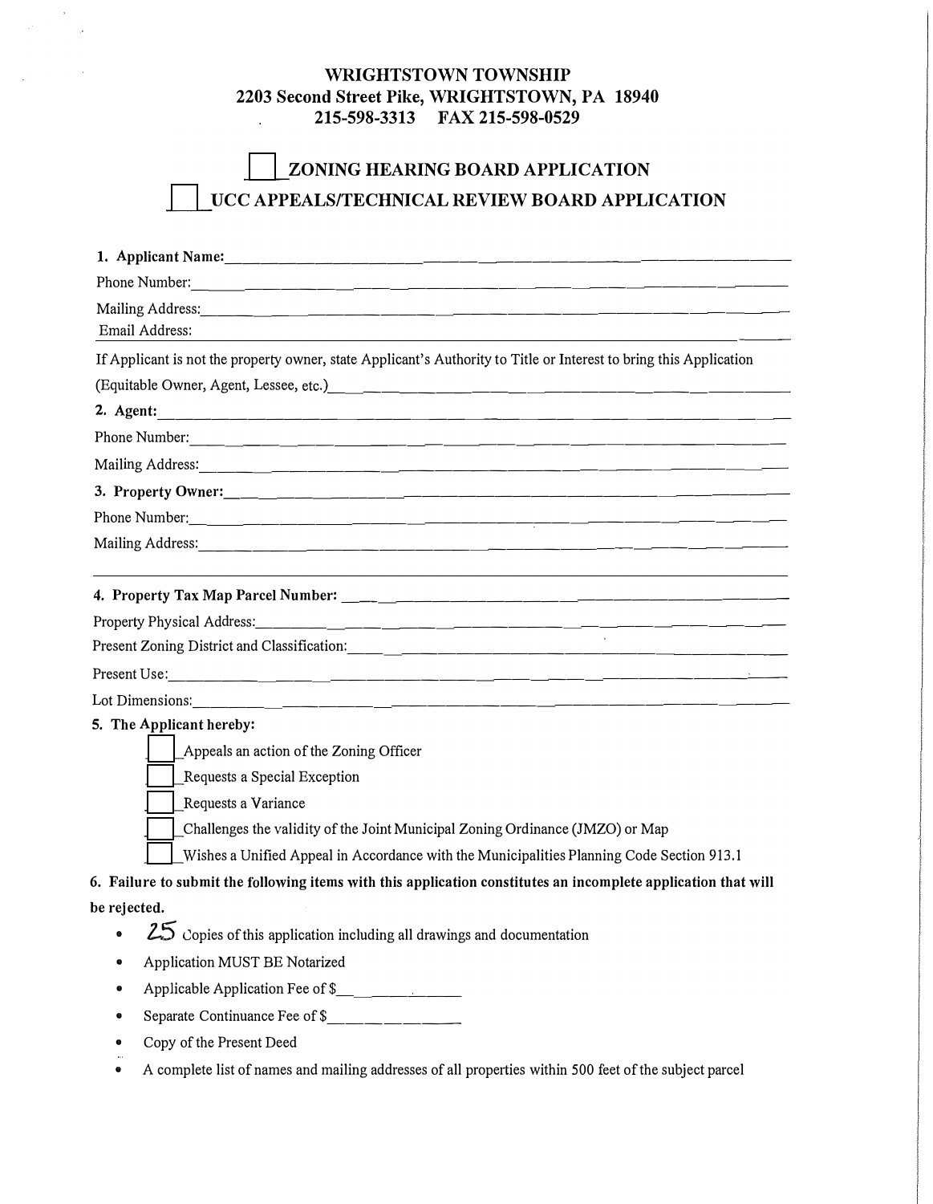# WRIGHTSTOWN TOWNSHIP

## 2203 Second Street Pike, WRIGHTSTOWN, PA 18940

## 215-598-3313 FAX 215-598-0529

☐ **ZONING HEARING BOARD APPLICATION**

☐ **UCC APPEALS/TECHNICAL REVIEW BOARD APPLICATION**

**1. Applicant Name:** ____________________

Phone Number: ____________________

Mailing Address: ____________________

Email Address: ____________________

If Applicant is not the property owner, state Applicant's Authority to Title or Interest to bring this Application (Equitable Owner, Agent, Lessee, etc.) ____________________

**2. Agent:** ____________________

Phone Number: ____________________

Mailing Address: ____________________

**3. Property Owner:** ____________________

Phone Number: ____________________

Mailing Address: ____________________

**4. Property Tax Map Parcel Number:** ____________________

Property Physical Address: ____________________

Present Zoning District and Classification: ____________________

Present Use: ____________________

Lot Dimensions: ____________________

**5. The Applicant hereby:**

- ☐ Appeals an action of the Zoning Officer
- ☐ Requests a Special Exception
- ☐ Requests a Variance
- ☐ Challenges the validity of the Joint Municipal Zoning Ordinance (JMZO) or Map
- ☐ Wishes a Unified Appeal in Accordance with the Municipalities Planning Code Section 913.1

**6. Failure to submit the following items with this application constitutes an incomplete application that will be rejected.**

- 25 Copies of this application including all drawings and documentation
- Application MUST BE Notarized
- Applicable Application Fee of $__________
- Separate Continuance Fee of $__________
- Copy of the Present Deed
- A complete list of names and mailing addresses of all properties within 500 feet of the subject parcel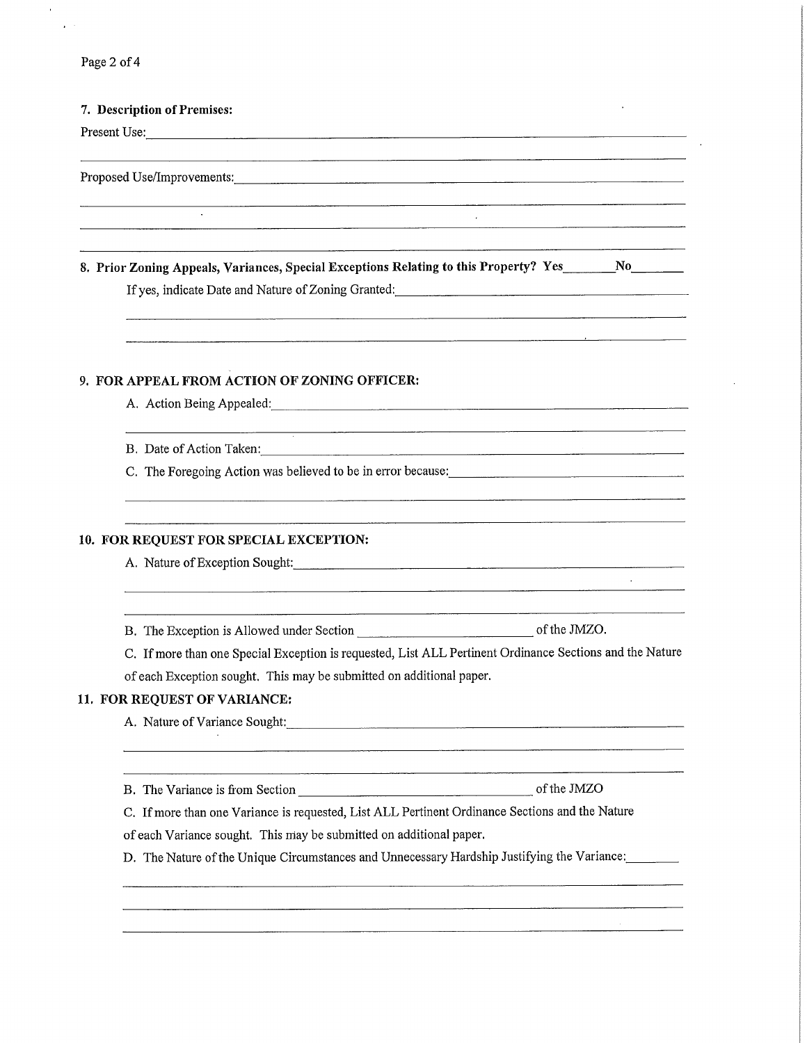**7. Description of Premises:**

Present Use: \_\_\_\_\_\_\_\_\_\_\_\_\_\_\_\_\_\_\_\_\_\_\_\_\_\_\_\_\_\_\_\_\_\_\_\_\_\_\_\_

Proposed Use/Improvements: \_\_\_\_\_\_\_\_\_\_\_\_\_\_\_\_\_\_\_\_\_\_\_\_\_\_\_\_\_\_\_\_\_\_\_\_\_\_\_\_

**8. Prior Zoning Appeals, Variances, Special Exceptions Relating to this Property? Yes\_\_\_\_\_\_\_\_ No\_\_\_\_\_\_\_\_**

If yes, indicate Date and Nature of Zoning Granted: \_\_\_\_\_\_\_\_\_\_\_\_\_\_\_\_\_\_\_\_\_\_\_\_\_\_\_\_\_\_\_\_\_\_\_\_\_\_\_\_

**9. FOR APPEAL FROM ACTION OF ZONING OFFICER:**

A. Action Being Appealed: \_\_\_\_\_\_\_\_\_\_\_\_\_\_\_\_\_\_\_\_\_\_\_\_\_\_\_\_\_\_\_\_\_\_\_\_\_\_\_\_

B. Date of Action Taken: \_\_\_\_\_\_\_\_\_\_\_\_\_\_\_\_\_\_\_\_\_\_\_\_\_\_\_\_\_\_\_\_\_\_\_\_\_\_\_\_

C. The Foregoing Action was believed to be in error because: \_\_\_\_\_\_\_\_\_\_\_\_\_\_\_\_\_\_\_\_\_\_\_\_\_\_\_\_\_\_\_\_\_\_\_\_\_\_\_\_

**10. FOR REQUEST FOR SPECIAL EXCEPTION:**

A. Nature of Exception Sought: \_\_\_\_\_\_\_\_\_\_\_\_\_\_\_\_\_\_\_\_\_\_\_\_\_\_\_\_\_\_\_\_\_\_\_\_\_\_\_\_

B. The Exception is Allowed under Section \_\_\_\_\_\_\_\_\_\_\_\_\_\_\_\_\_\_\_\_\_\_\_\_\_\_ of the JMZO.

C. If more than one Special Exception is requested, List ALL Pertinent Ordinance Sections and the Nature of each Exception sought. This may be submitted on additional paper.

**11. FOR REQUEST OF VARIANCE:**

A. Nature of Variance Sought: \_\_\_\_\_\_\_\_\_\_\_\_\_\_\_\_\_\_\_\_\_\_\_\_\_\_\_\_\_\_\_\_\_\_\_\_\_\_\_\_

B. The Variance is from Section \_\_\_\_\_\_\_\_\_\_\_\_\_\_\_\_\_\_\_\_\_\_\_\_\_\_\_\_\_\_\_\_\_\_\_\_ of the JMZO

C. If more than one Variance is requested, List ALL Pertinent Ordinance Sections and the Nature of each Variance sought. This may be submitted on additional paper.

D. The Nature of the Unique Circumstances and Unnecessary Hardship Justifying the Variance: \_\_\_\_\_\_\_\_\_\_\_\_\_\_\_\_\_\_\_\_\_\_\_\_\_\_\_\_\_\_\_\_\_\_\_\_\_\_\_\_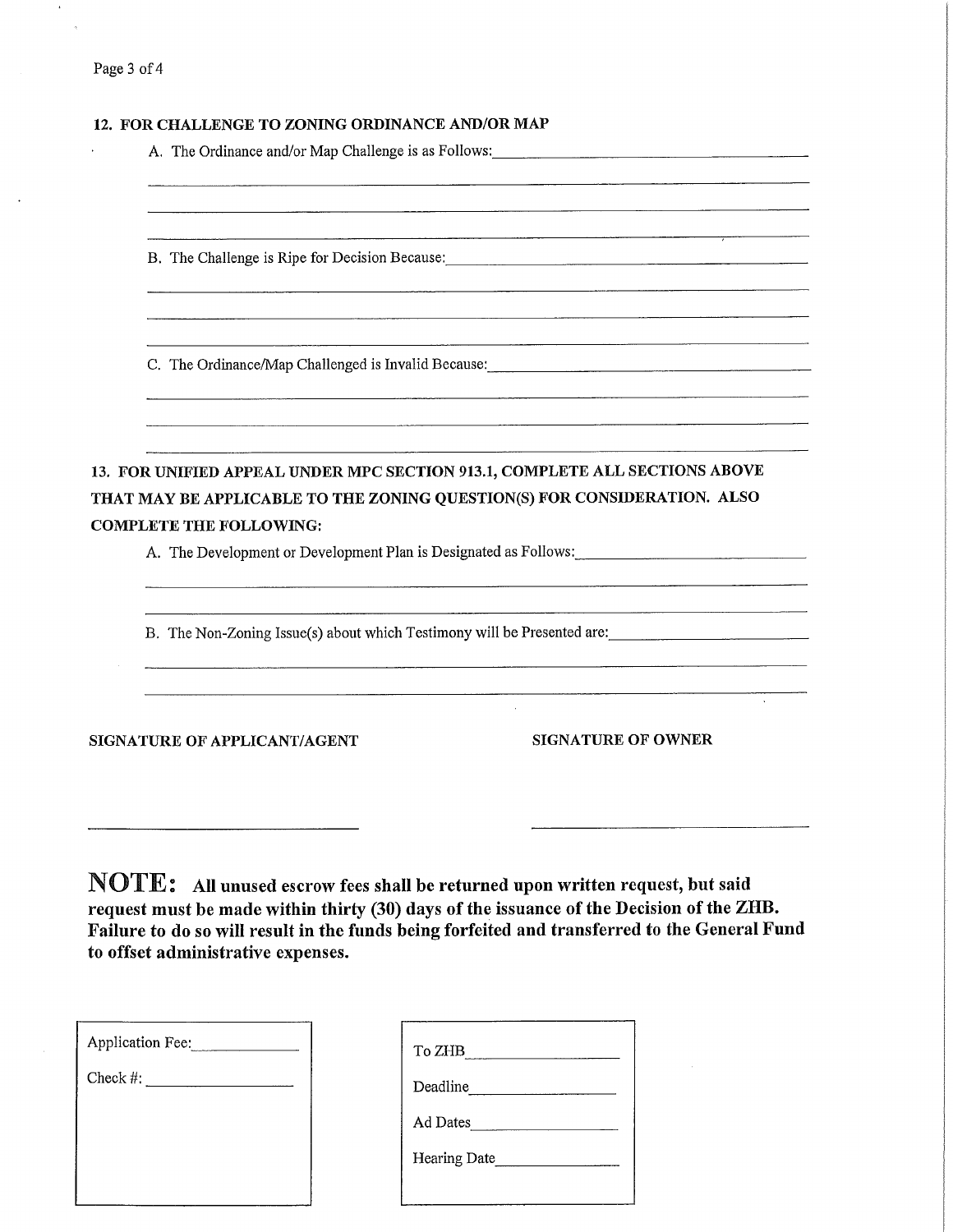## 12. FOR CHALLENGE TO ZONING ORDINANCE AND/OR MAP

A. The Ordinance and/or Map Challenge is as Follows: ______________________________

______________________________

______________________________

______________________________

B. The Challenge is Ripe for Decision Because: ______________________________

______________________________

______________________________

______________________________

C. The Ordinance/Map Challenged is Invalid Because: ______________________________

______________________________

______________________________

______________________________

## 13. FOR UNIFIED APPEAL UNDER MPC SECTION 913.1, COMPLETE ALL SECTIONS ABOVE THAT MAY BE APPLICABLE TO THE ZONING QUESTION(S) FOR CONSIDERATION. ALSO COMPLETE THE FOLLOWING:

A. The Development or Development Plan is Designated as Follows: ______________________________

______________________________

______________________________

B. The Non-Zoning Issue(s) about which Testimony will be Presented are: ______________________________

______________________________

______________________________

**SIGNATURE OF APPLICANT/AGENT** ______________________________

**SIGNATURE OF OWNER** ______________________________

**NOTE: All unused escrow fees shall be returned upon written request, but said request must be made within thirty (30) days of the issuance of the Decision of the ZHB. Failure to do so will result in the funds being forfeited and transferred to the General Fund to offset administrative expenses.**

Application Fee: ____________

Check #: ____________

To ZHB ____________

Deadline ____________

Ad Dates ____________

Hearing Date ____________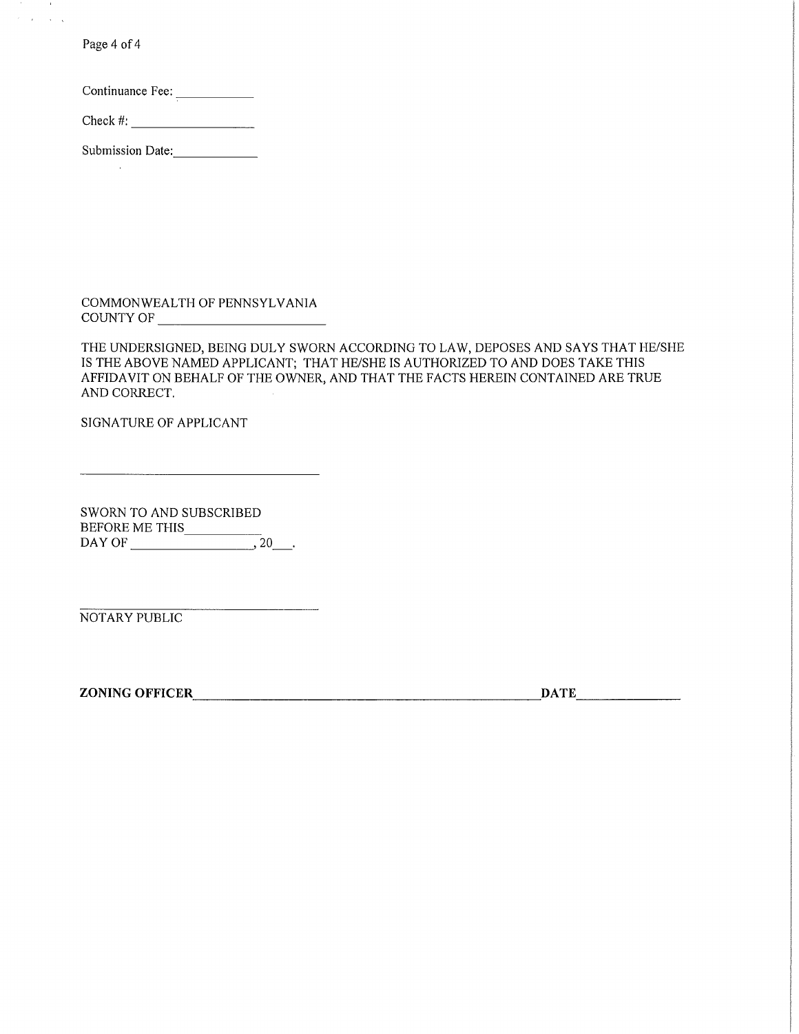Continuance Fee: ____________

Check #: ____________________

Submission Date: _____________

COMMONWEALTH OF PENNSYLVANIA
COUNTY OF ___________________________

THE UNDERSIGNED, BEING DULY SWORN ACCORDING TO LAW, DEPOSES AND SAYS THAT HE/SHE IS THE ABOVE NAMED APPLICANT; THAT HE/SHE IS AUTHORIZED TO AND DOES TAKE THIS AFFIDAVIT ON BEHALF OF THE OWNER, AND THAT THE FACTS HEREIN CONTAINED ARE TRUE AND CORRECT.

SIGNATURE OF APPLICANT

_____________________________________

SWORN TO AND SUBSCRIBED
BEFORE ME THIS ___________
DAY OF ___________________, 20___.

_____________________________________
NOTARY PUBLIC

**ZONING OFFICER** _______________________________________________ **DATE** _______________